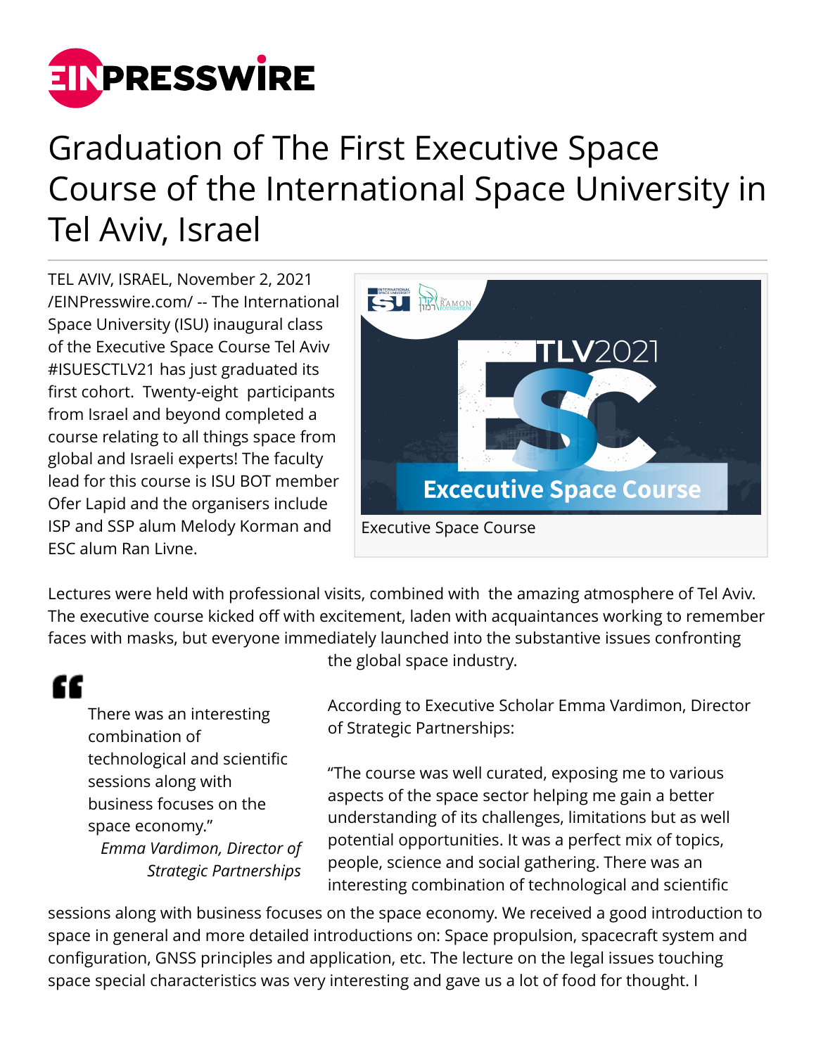# Graduation of The First Executive Space Course of the International Space University in Tel Aviv, Israel

TEL AVIV, ISRAEL, November 2, 2021 /EINPresswire.com/ -- The International Space University (ISU) inaugural class of the Executive Space Course Tel Aviv #ISUESCTLV21 has just graduated its first cohort. Twenty-eight participants from Israel and beyond completed a course relating to all things space from global and Israeli experts! The faculty lead for this course is ISU BOT member Ofer Lapid and the organisers include ISP and SSP alum Melody Korman and ESC alum Ran Livne.

Executive Space Course

Lectures were held with professional visits, combined with the amazing atmosphere of Tel Aviv. The executive course kicked off with excitement, laden with acquaintances working to remember faces with masks, but everyone immediately launched into the substantive issues confronting the global space industry.

> There was an interesting combination of technological and scientific sessions along with business focuses on the space economy."
>
> *Emma Vardimon, Director of Strategic Partnerships*

According to Executive Scholar Emma Vardimon, Director of Strategic Partnerships:

"The course was well curated, exposing me to various aspects of the space sector helping me gain a better understanding of its challenges, limitations but as well potential opportunities. It was a perfect mix of topics, people, science and social gathering. There was an interesting combination of technological and scientific sessions along with business focuses on the space economy. We received a good introduction to space in general and more detailed introductions on: Space propulsion, spacecraft system and configuration, GNSS principles and application, etc. The lecture on the legal issues touching space special characteristics was very interesting and gave us a lot of food for thought. I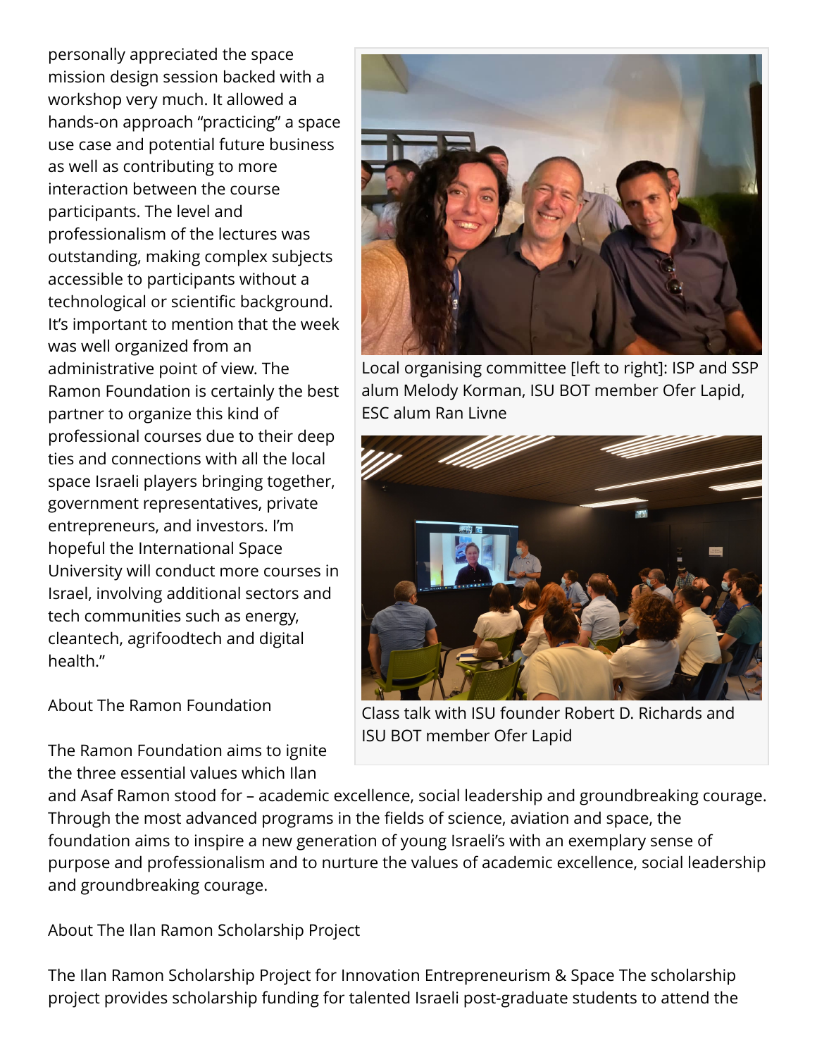personally appreciated the space mission design session backed with a workshop very much. It allowed a hands-on approach "practicing" a space use case and potential future business as well as contributing to more interaction between the course participants. The level and professionalism of the lectures was outstanding, making complex subjects accessible to participants without a technological or scientific background. It's important to mention that the week was well organized from an administrative point of view. The Ramon Foundation is certainly the best partner to organize this kind of professional courses due to their deep ties and connections with all the local space Israeli players bringing together, government representatives, private entrepreneurs, and investors. I'm hopeful the International Space University will conduct more courses in Israel, involving additional sectors and tech communities such as energy, cleantech, agrifoodtech and digital health."

Local organising committee [left to right]: ISP and SSP alum Melody Korman, ISU BOT member Ofer Lapid, ESC alum Ran Livne

Class talk with ISU founder Robert D. Richards and ISU BOT member Ofer Lapid

About The Ramon Foundation

The Ramon Foundation aims to ignite the three essential values which Ilan and Asaf Ramon stood for – academic excellence, social leadership and groundbreaking courage. Through the most advanced programs in the fields of science, aviation and space, the foundation aims to inspire a new generation of young Israeli's with an exemplary sense of purpose and professionalism and to nurture the values of academic excellence, social leadership and groundbreaking courage.

About The Ilan Ramon Scholarship Project

The Ilan Ramon Scholarship Project for Innovation Entrepreneurism & Space The scholarship project provides scholarship funding for talented Israeli post-graduate students to attend the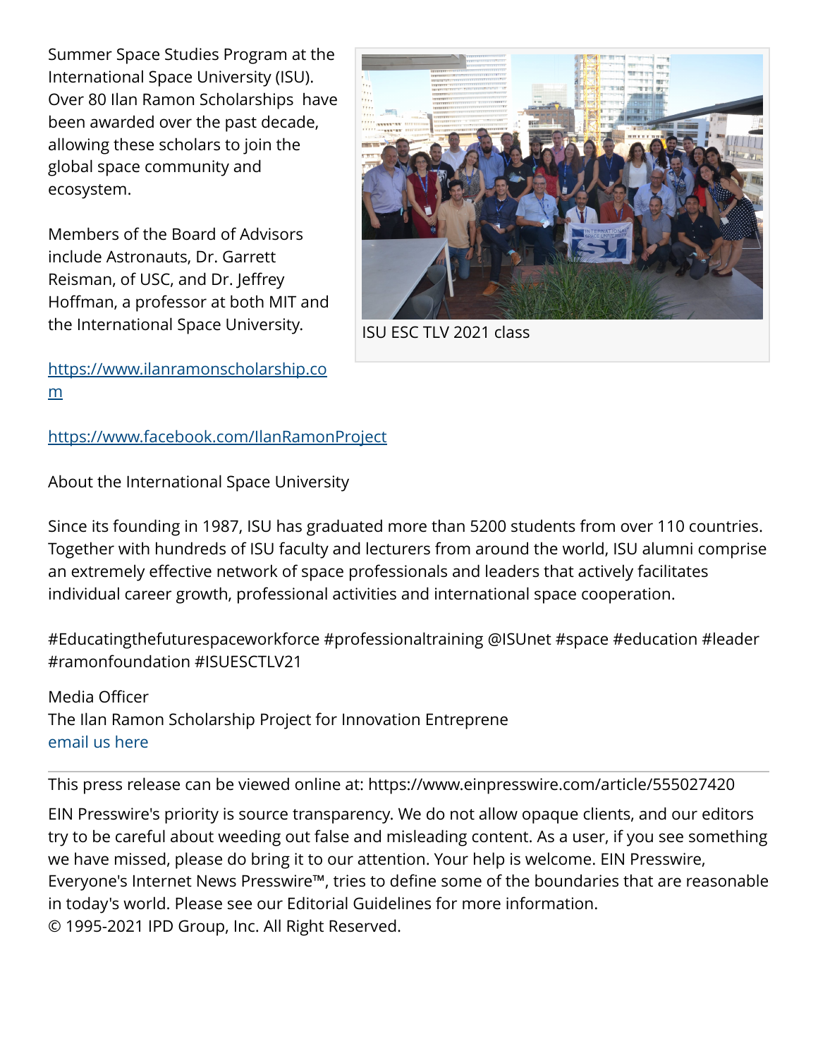Summer Space Studies Program at the International Space University (ISU). Over 80 Ilan Ramon Scholarships have been awarded over the past decade, allowing these scholars to join the global space community and ecosystem.

Members of the Board of Advisors include Astronauts, Dr. Garrett Reisman, of USC, and Dr. Jeffrey Hoffman, a professor at both MIT and the International Space University.

ISU ESC TLV 2021 class

https://www.ilanramonscholarship.com

https://www.facebook.com/IlanRamonProject

About the International Space University

Since its founding in 1987, ISU has graduated more than 5200 students from over 110 countries. Together with hundreds of ISU faculty and lecturers from around the world, ISU alumni comprise an extremely effective network of space professionals and leaders that actively facilitates individual career growth, professional activities and international space cooperation.

#Educatingthefuturespaceworkforce #professionaltraining @ISUnet #space #education #leader #ramonfoundation #ISUESCTLV21

Media Officer
The Ilan Ramon Scholarship Project for Innovation Entreprene
email us here

---

This press release can be viewed online at: https://www.einpresswire.com/article/555027420

EIN Presswire's priority is source transparency. We do not allow opaque clients, and our editors try to be careful about weeding out false and misleading content. As a user, if you see something we have missed, please do bring it to our attention. Your help is welcome. EIN Presswire, Everyone's Internet News Presswire™, tries to define some of the boundaries that are reasonable in today's world. Please see our Editorial Guidelines for more information.
© 1995-2021 IPD Group, Inc. All Right Reserved.